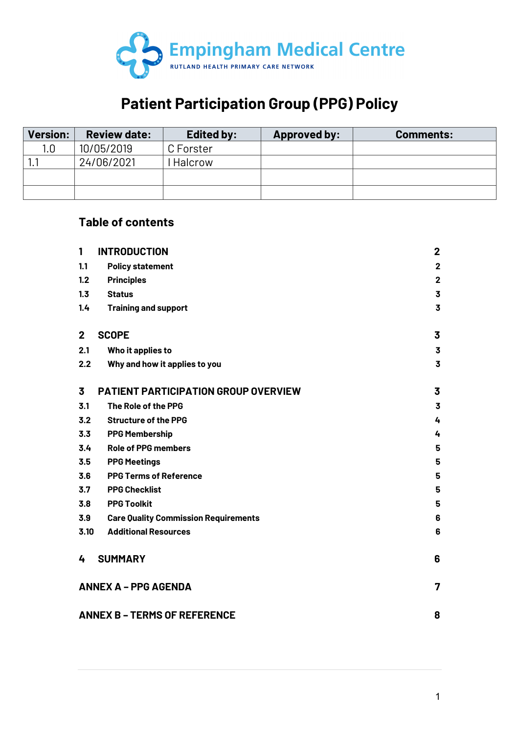Empingham Medical Centre

RUTLAND HEALTH PRIMARY CARE NETWORK

# Patient Participation Group (PPG) Policy

| Version: | Review date: | Edited by: | Approved by: | Comments: |
|---|---|---|---|---|
| 1.0 | 10/05/2019 | C Forster | | |
| 1.1 | 24/06/2021 | I Halcrow | | |
| | | | | |
| | | | | |

## Table of contents

| | | |
|---|---|---|
| **1** | **INTRODUCTION** | **2** |
| **1.1** | **Policy statement** | **2** |
| **1.2** | **Principles** | **2** |
| **1.3** | **Status** | **3** |
| **1.4** | **Training and support** | **3** |
| **2** | **SCOPE** | **3** |
| **2.1** | **Who it applies to** | **3** |
| **2.2** | **Why and how it applies to you** | **3** |
| **3** | **PATIENT PARTICIPATION GROUP OVERVIEW** | **3** |
| **3.1** | **The Role of the PPG** | **3** |
| **3.2** | **Structure of the PPG** | **4** |
| **3.3** | **PPG Membership** | **4** |
| **3.4** | **Role of PPG members** | **5** |
| **3.5** | **PPG Meetings** | **5** |
| **3.6** | **PPG Terms of Reference** | **5** |
| **3.7** | **PPG Checklist** | **5** |
| **3.8** | **PPG Toolkit** | **5** |
| **3.9** | **Care Quality Commission Requirements** | **6** |
| **3.10** | **Additional Resources** | **6** |
| **4** | **SUMMARY** | **6** |
| | **ANNEX A – PPG AGENDA** | **7** |
| | **ANNEX B – TERMS OF REFERENCE** | **8** |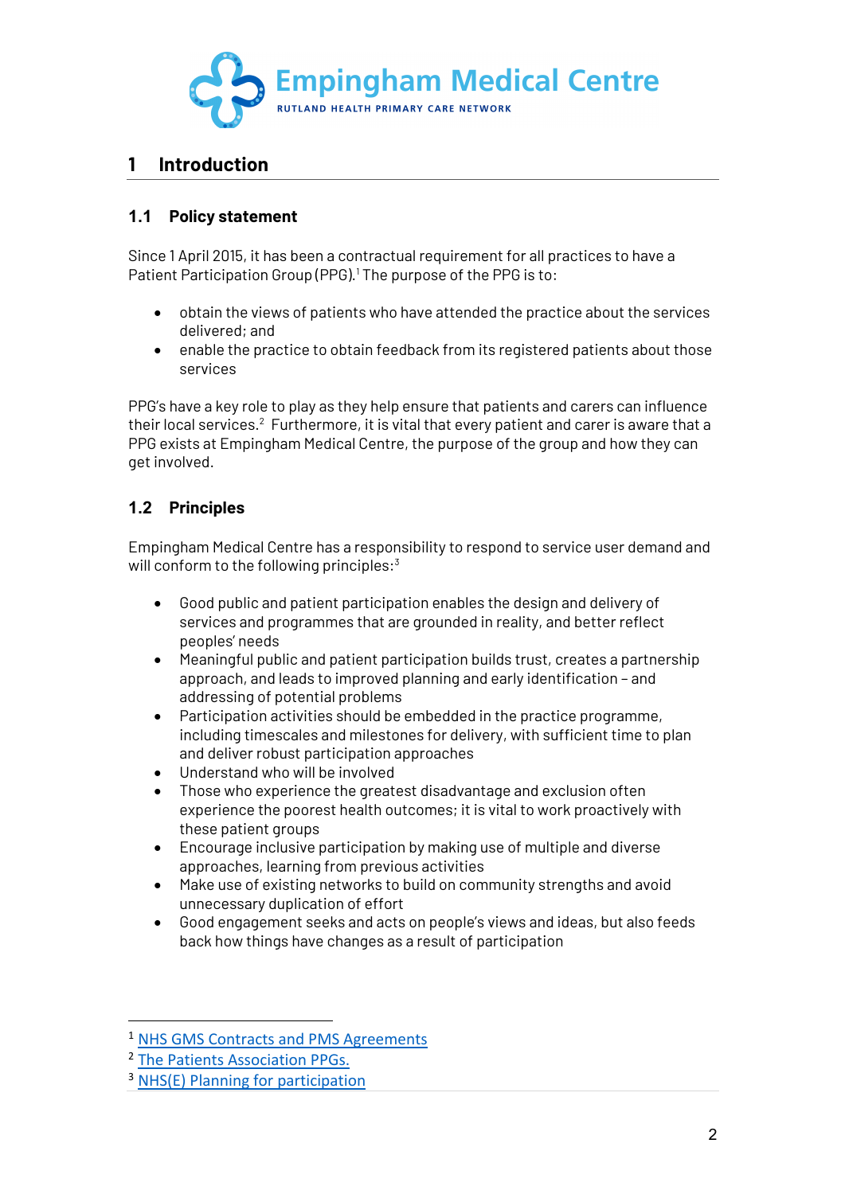# 1 Introduction

## 1.1 Policy statement

Since 1 April 2015, it has been a contractual requirement for all practices to have a Patient Participation Group (PPG).[1] The purpose of the PPG is to:

- obtain the views of patients who have attended the practice about the services delivered; and
- enable the practice to obtain feedback from its registered patients about those services

PPG's have a key role to play as they help ensure that patients and carers can influence their local services.[2] Furthermore, it is vital that every patient and carer is aware that a PPG exists at Empingham Medical Centre, the purpose of the group and how they can get involved.

## 1.2 Principles

Empingham Medical Centre has a responsibility to respond to service user demand and will conform to the following principles:[3]

- Good public and patient participation enables the design and delivery of services and programmes that are grounded in reality, and better reflect peoples' needs
- Meaningful public and patient participation builds trust, creates a partnership approach, and leads to improved planning and early identification – and addressing of potential problems
- Participation activities should be embedded in the practice programme, including timescales and milestones for delivery, with sufficient time to plan and deliver robust participation approaches
- Understand who will be involved
- Those who experience the greatest disadvantage and exclusion often experience the poorest health outcomes; it is vital to work proactively with these patient groups
- Encourage inclusive participation by making use of multiple and diverse approaches, learning from previous activities
- Make use of existing networks to build on community strengths and avoid unnecessary duplication of effort
- Good engagement seeks and acts on people's views and ideas, but also feeds back how things have changes as a result of participation

---

[1] NHS GMS Contracts and PMS Agreements

[2] The Patients Association PPGs.

[3] NHS(E) Planning for participation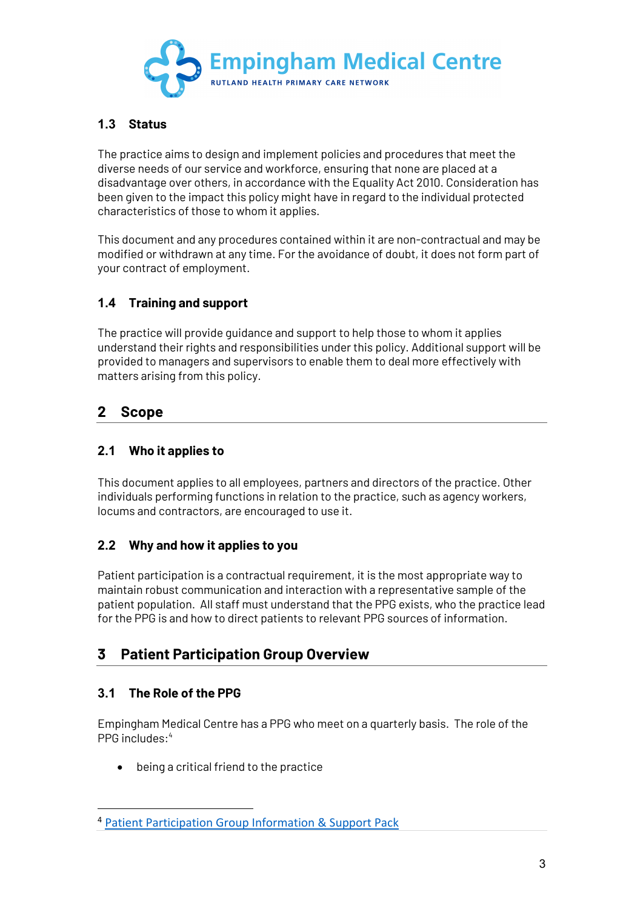### 1.3 Status

The practice aims to design and implement policies and procedures that meet the diverse needs of our service and workforce, ensuring that none are placed at a disadvantage over others, in accordance with the Equality Act 2010. Consideration has been given to the impact this policy might have in regard to the individual protected characteristics of those to whom it applies.

This document and any procedures contained within it are non-contractual and may be modified or withdrawn at any time. For the avoidance of doubt, it does not form part of your contract of employment.

### 1.4 Training and support

The practice will provide guidance and support to help those to whom it applies understand their rights and responsibilities under this policy. Additional support will be provided to managers and supervisors to enable them to deal more effectively with matters arising from this policy.

## 2 Scope

### 2.1 Who it applies to

This document applies to all employees, partners and directors of the practice. Other individuals performing functions in relation to the practice, such as agency workers, locums and contractors, are encouraged to use it.

### 2.2 Why and how it applies to you

Patient participation is a contractual requirement, it is the most appropriate way to maintain robust communication and interaction with a representative sample of the patient population. All staff must understand that the PPG exists, who the practice lead for the PPG is and how to direct patients to relevant PPG sources of information.

## 3 Patient Participation Group Overview

### 3.1 The Role of the PPG

Empingham Medical Centre has a PPG who meet on a quarterly basis. The role of the PPG includes:[4]

- being a critical friend to the practice

---

[4] Patient Participation Group Information & Support Pack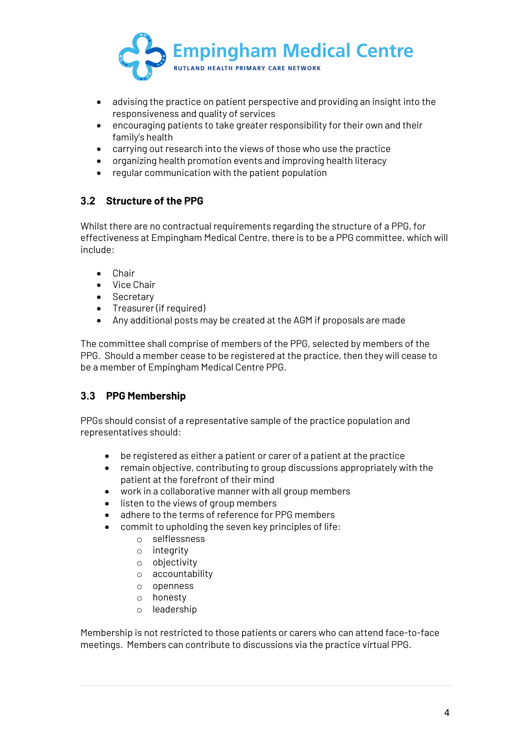- advising the practice on patient perspective and providing an insight into the responsiveness and quality of services
- encouraging patients to take greater responsibility for their own and their family's health
- carrying out research into the views of those who use the practice
- organizing health promotion events and improving health literacy
- regular communication with the patient population

### 3.2 Structure of the PPG

Whilst there are no contractual requirements regarding the structure of a PPG, for effectiveness at Empingham Medical Centre, there is to be a PPG committee, which will include:

- Chair
- Vice Chair
- Secretary
- Treasurer (if required)
- Any additional posts may be created at the AGM if proposals are made

The committee shall comprise of members of the PPG, selected by members of the PPG. Should a member cease to be registered at the practice, then they will cease to be a member of Empingham Medical Centre PPG.

### 3.3 PPG Membership

PPGs should consist of a representative sample of the practice population and representatives should:

- be registered as either a patient or carer of a patient at the practice
- remain objective, contributing to group discussions appropriately with the patient at the forefront of their mind
- work in a collaborative manner with all group members
- listen to the views of group members
- adhere to the terms of reference for PPG members
- commit to upholding the seven key principles of life:
  - selflessness
  - integrity
  - objectivity
  - accountability
  - openness
  - honesty
  - leadership

Membership is not restricted to those patients or carers who can attend face-to-face meetings. Members can contribute to discussions via the practice virtual PPG.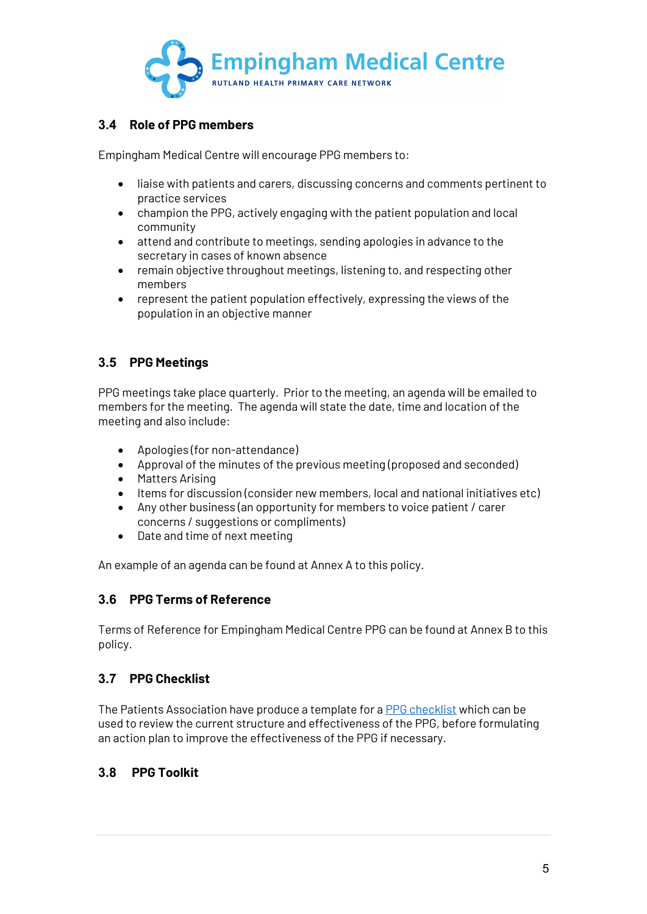### 3.4 Role of PPG members

Empingham Medical Centre will encourage PPG members to:

- liaise with patients and carers, discussing concerns and comments pertinent to practice services
- champion the PPG, actively engaging with the patient population and local community
- attend and contribute to meetings, sending apologies in advance to the secretary in cases of known absence
- remain objective throughout meetings, listening to, and respecting other members
- represent the patient population effectively, expressing the views of the population in an objective manner

### 3.5 PPG Meetings

PPG meetings take place quarterly. Prior to the meeting, an agenda will be emailed to members for the meeting. The agenda will state the date, time and location of the meeting and also include:

- Apologies (for non-attendance)
- Approval of the minutes of the previous meeting (proposed and seconded)
- Matters Arising
- Items for discussion (consider new members, local and national initiatives etc)
- Any other business (an opportunity for members to voice patient / carer concerns / suggestions or compliments)
- Date and time of next meeting

An example of an agenda can be found at Annex A to this policy.

### 3.6 PPG Terms of Reference

Terms of Reference for Empingham Medical Centre PPG can be found at Annex B to this policy.

### 3.7 PPG Checklist

The Patients Association have produce a template for a PPG checklist which can be used to review the current structure and effectiveness of the PPG, before formulating an action plan to improve the effectiveness of the PPG if necessary.

### 3.8 PPG Toolkit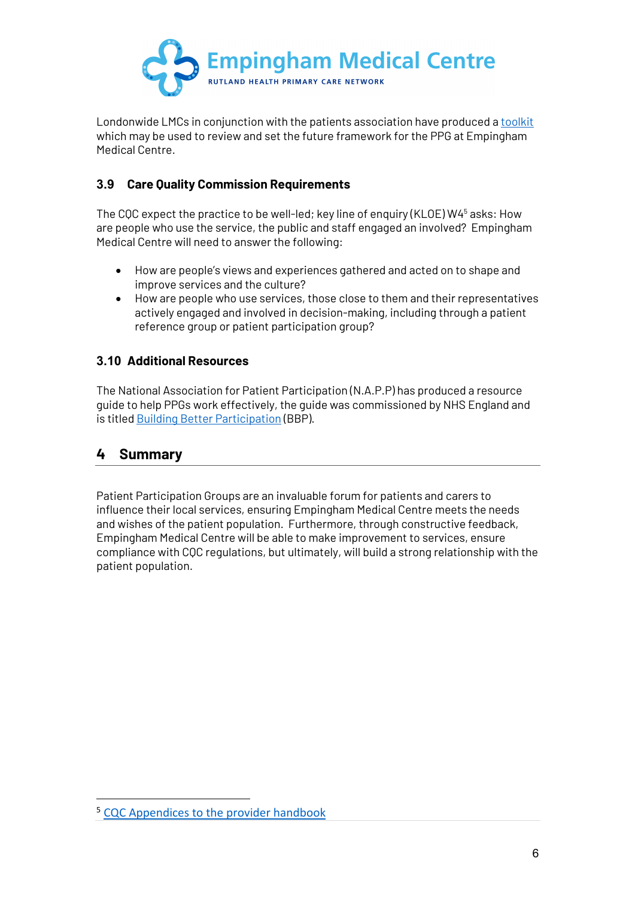Londonwide LMCs in conjunction with the patients association have produced a toolkit which may be used to review and set the future framework for the PPG at Empingham Medical Centre.

### 3.9 Care Quality Commission Requirements

The CQC expect the practice to be well-led; key line of enquiry (KLOE) W4[5] asks: How are people who use the service, the public and staff engaged an involved? Empingham Medical Centre will need to answer the following:

- How are people's views and experiences gathered and acted on to shape and improve services and the culture?
- How are people who use services, those close to them and their representatives actively engaged and involved in decision-making, including through a patient reference group or patient participation group?

### 3.10 Additional Resources

The National Association for Patient Participation (N.A.P.P) has produced a resource guide to help PPGs work effectively, the guide was commissioned by NHS England and is titled Building Better Participation (BBP).

## 4 Summary

Patient Participation Groups are an invaluable forum for patients and carers to influence their local services, ensuring Empingham Medical Centre meets the needs and wishes of the patient population. Furthermore, through constructive feedback, Empingham Medical Centre will be able to make improvement to services, ensure compliance with CQC regulations, but ultimately, will build a strong relationship with the patient population.

[5] CQC Appendices to the provider handbook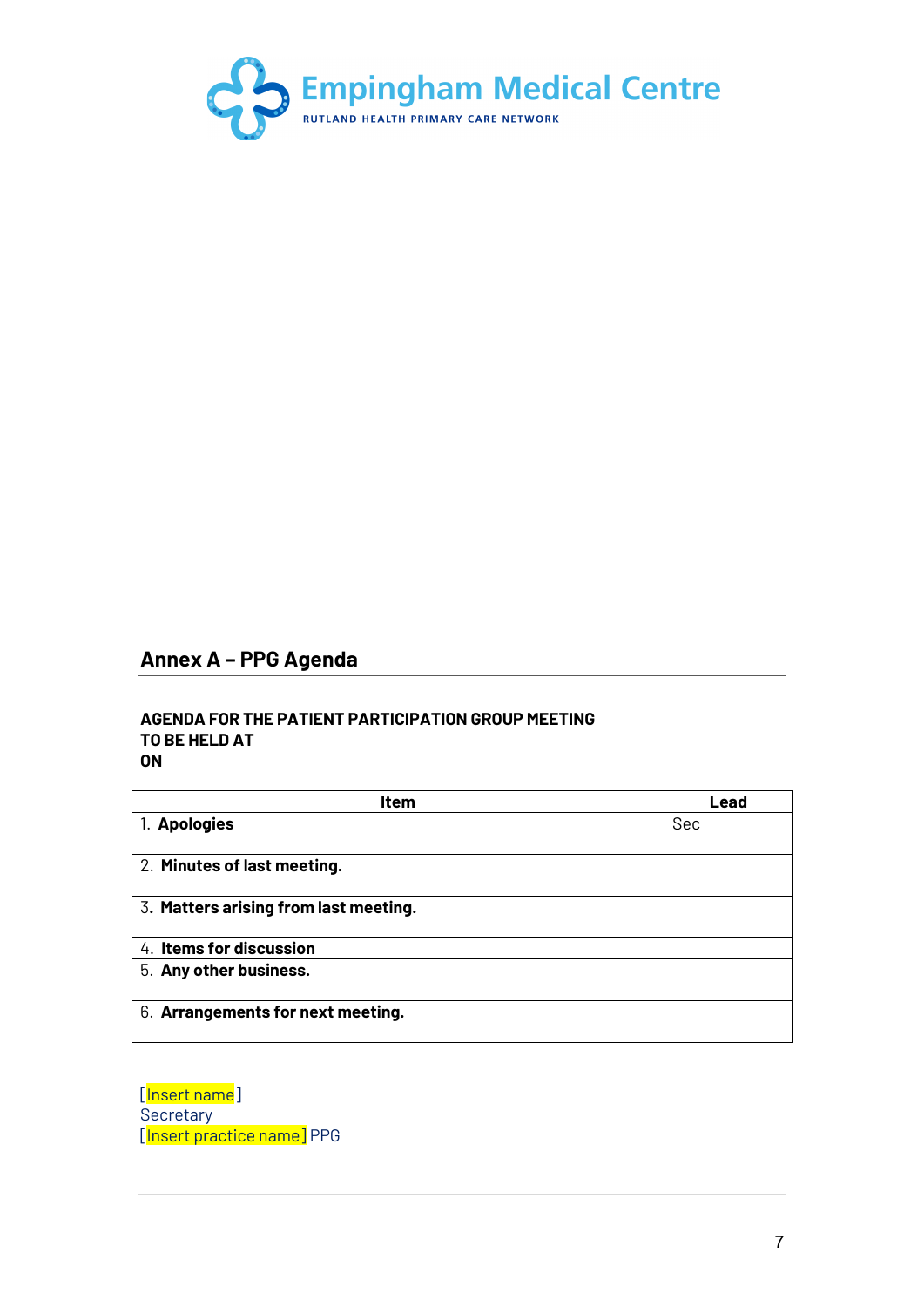Empingham Medical Centre

RUTLAND HEALTH PRIMARY CARE NETWORK

## Annex A – PPG Agenda

**AGENDA FOR THE PATIENT PARTICIPATION GROUP MEETING**
**TO BE HELD AT**
**ON**

| Item | Lead |
|---|---|
| 1. **Apologies** | Sec |
| 2. **Minutes of last meeting.** | |
| 3. **Matters arising from last meeting.** | |
| 4. **Items for discussion** | |
| 5. **Any other business.** | |
| 6. **Arrangements for next meeting.** | |

[Insert name]
Secretary
[Insert practice name] PPG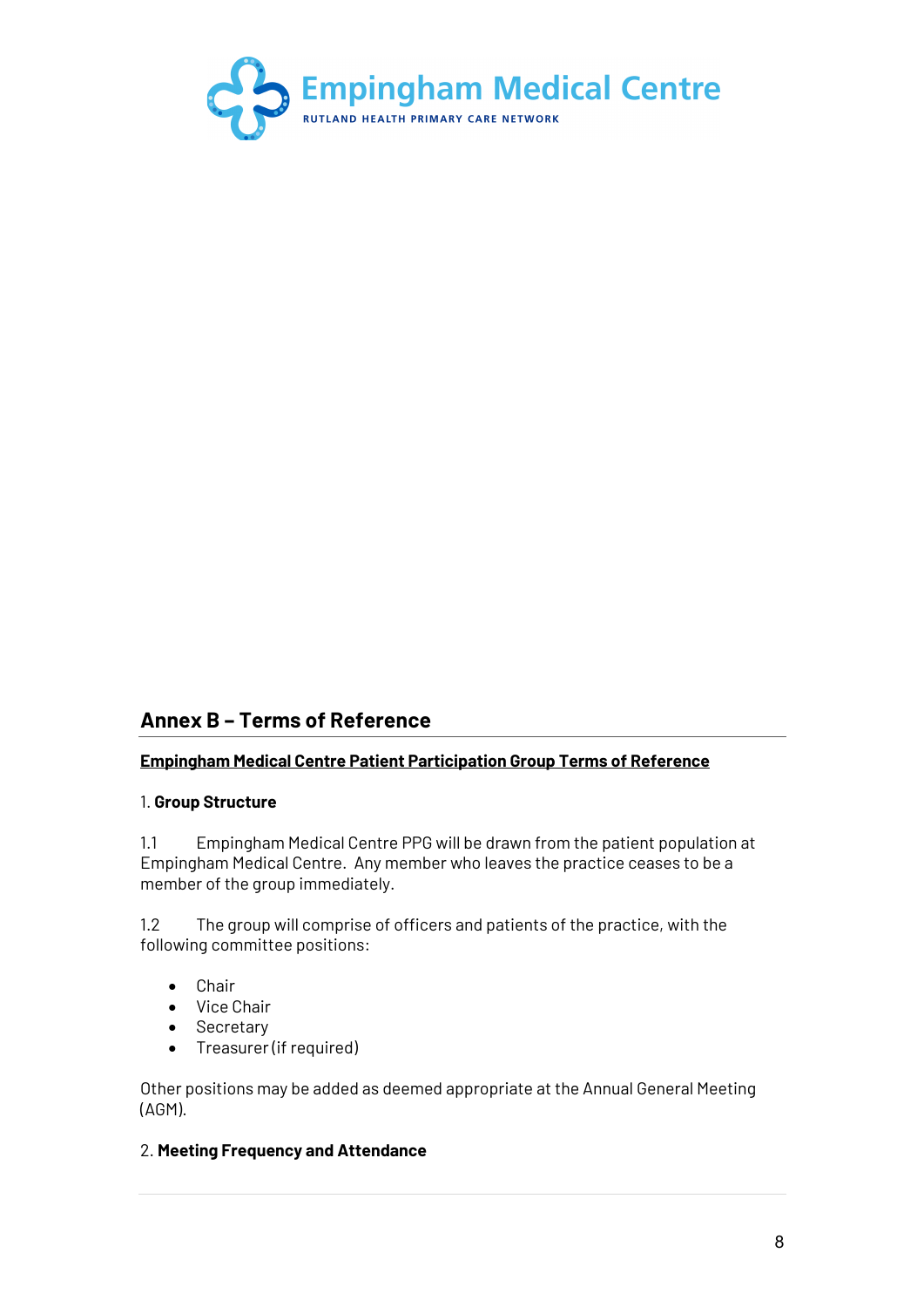## Annex B – Terms of Reference

**Empingham Medical Centre Patient Participation Group Terms of Reference**

1. **Group Structure**

1.1 Empingham Medical Centre PPG will be drawn from the patient population at Empingham Medical Centre. Any member who leaves the practice ceases to be a member of the group immediately.

1.2 The group will comprise of officers and patients of the practice, with the following committee positions:

- Chair
- Vice Chair
- Secretary
- Treasurer (if required)

Other positions may be added as deemed appropriate at the Annual General Meeting (AGM).

2. **Meeting Frequency and Attendance**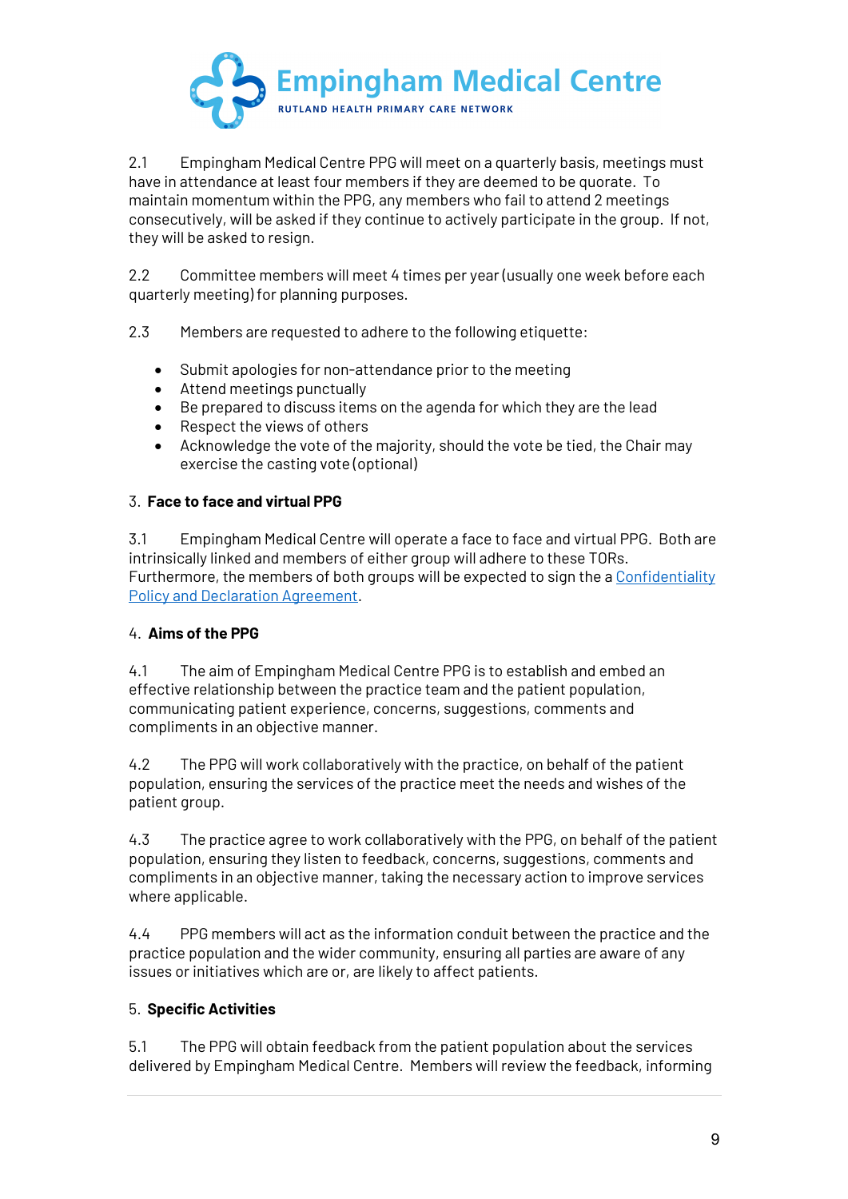2.1 Empingham Medical Centre PPG will meet on a quarterly basis, meetings must have in attendance at least four members if they are deemed to be quorate. To maintain momentum within the PPG, any members who fail to attend 2 meetings consecutively, will be asked if they continue to actively participate in the group. If not, they will be asked to resign.

2.2 Committee members will meet 4 times per year (usually one week before each quarterly meeting) for planning purposes.

2.3 Members are requested to adhere to the following etiquette:

- Submit apologies for non-attendance prior to the meeting
- Attend meetings punctually
- Be prepared to discuss items on the agenda for which they are the lead
- Respect the views of others
- Acknowledge the vote of the majority, should the vote be tied, the Chair may exercise the casting vote (optional)

## 3. Face to face and virtual PPG

3.1 Empingham Medical Centre will operate a face to face and virtual PPG. Both are intrinsically linked and members of either group will adhere to these TORs. Furthermore, the members of both groups will be expected to sign the a Confidentiality Policy and Declaration Agreement.

## 4. Aims of the PPG

4.1 The aim of Empingham Medical Centre PPG is to establish and embed an effective relationship between the practice team and the patient population, communicating patient experience, concerns, suggestions, comments and compliments in an objective manner.

4.2 The PPG will work collaboratively with the practice, on behalf of the patient population, ensuring the services of the practice meet the needs and wishes of the patient group.

4.3 The practice agree to work collaboratively with the PPG, on behalf of the patient population, ensuring they listen to feedback, concerns, suggestions, comments and compliments in an objective manner, taking the necessary action to improve services where applicable.

4.4 PPG members will act as the information conduit between the practice and the practice population and the wider community, ensuring all parties are aware of any issues or initiatives which are or, are likely to affect patients.

## 5. Specific Activities

5.1 The PPG will obtain feedback from the patient population about the services delivered by Empingham Medical Centre. Members will review the feedback, informing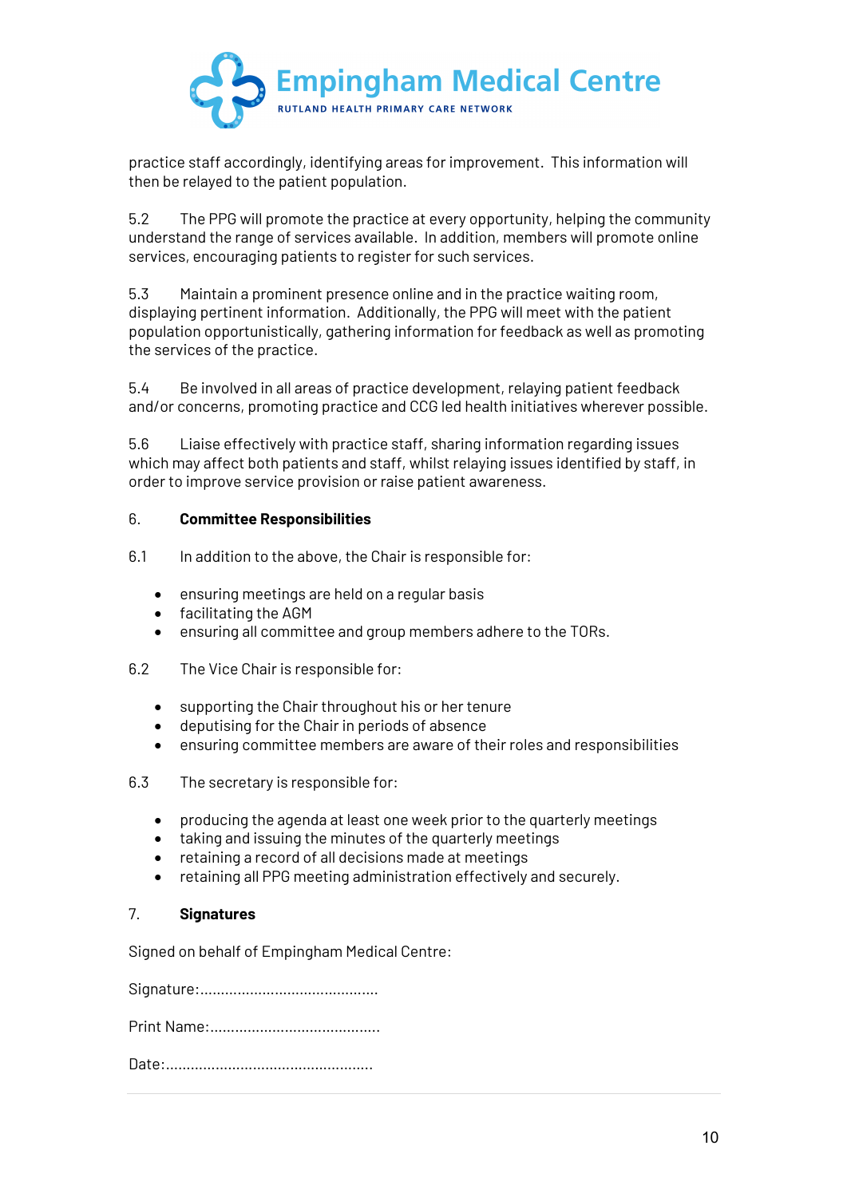practice staff accordingly, identifying areas for improvement. This information will then be relayed to the patient population.

5.2 The PPG will promote the practice at every opportunity, helping the community understand the range of services available. In addition, members will promote online services, encouraging patients to register for such services.

5.3 Maintain a prominent presence online and in the practice waiting room, displaying pertinent information. Additionally, the PPG will meet with the patient population opportunistically, gathering information for feedback as well as promoting the services of the practice.

5.4 Be involved in all areas of practice development, relaying patient feedback and/or concerns, promoting practice and CCG led health initiatives wherever possible.

5.6 Liaise effectively with practice staff, sharing information regarding issues which may affect both patients and staff, whilst relaying issues identified by staff, in order to improve service provision or raise patient awareness.

## 6. Committee Responsibilities

6.1 In addition to the above, the Chair is responsible for:

- ensuring meetings are held on a regular basis
- facilitating the AGM
- ensuring all committee and group members adhere to the TORs.

6.2 The Vice Chair is responsible for:

- supporting the Chair throughout his or her tenure
- deputising for the Chair in periods of absence
- ensuring committee members are aware of their roles and responsibilities

6.3 The secretary is responsible for:

- producing the agenda at least one week prior to the quarterly meetings
- taking and issuing the minutes of the quarterly meetings
- retaining a record of all decisions made at meetings
- retaining all PPG meeting administration effectively and securely.

## 7. Signatures

Signed on behalf of Empingham Medical Centre:

Signature:..........................................

Print Name:........................................

Date:.................................................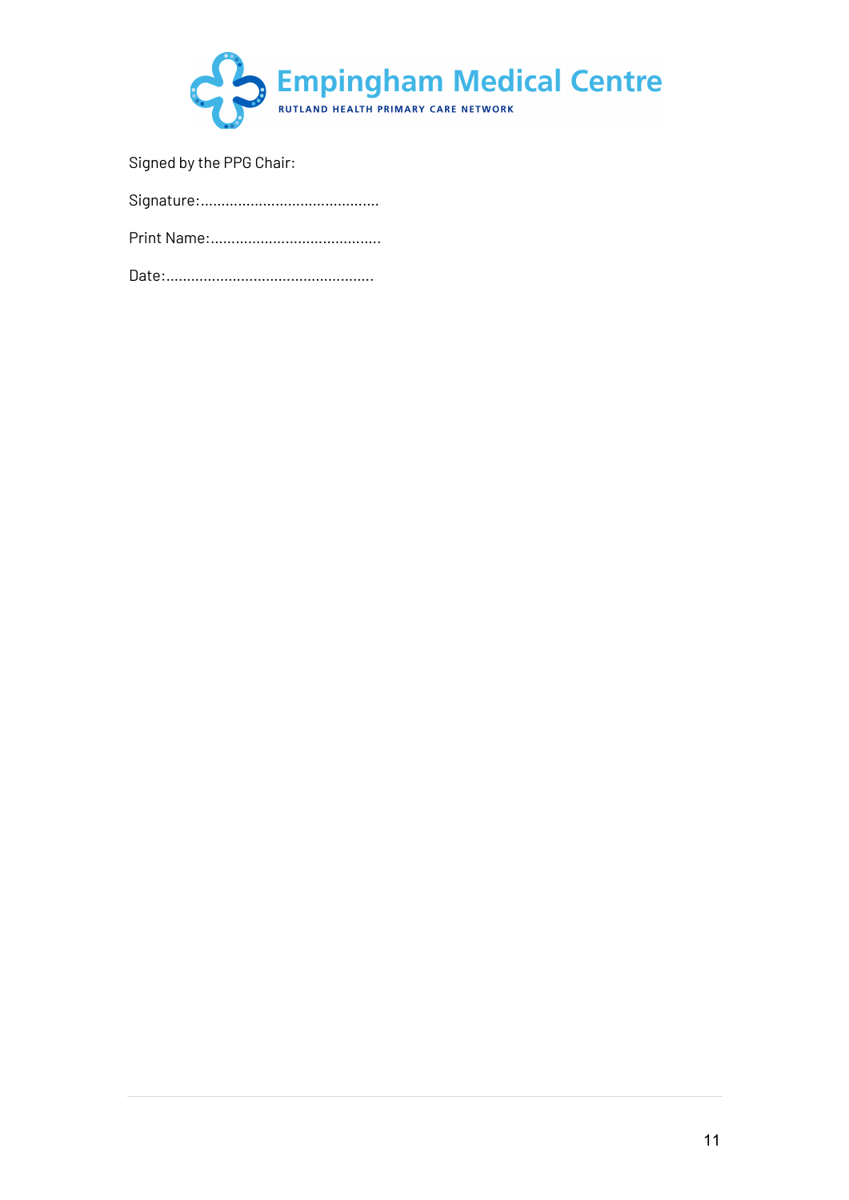Empingham Medical Centre
RUTLAND HEALTH PRIMARY CARE NETWORK

Signed by the PPG Chair:

Signature:...........................................

Print Name:.........................................

Date:..................................................